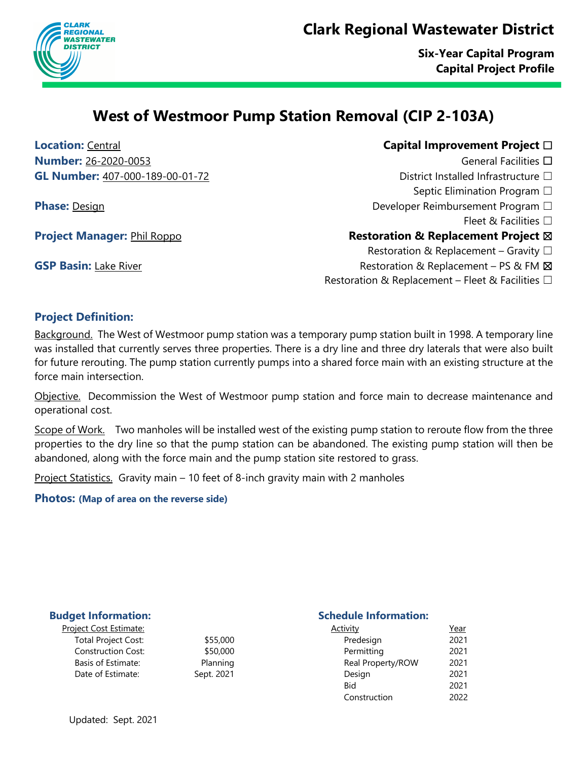# Clark Regional Wastewater District

**Six-Year Capital Program**
**Capital Project Profile**

## West of Westmoor Pump Station Removal (CIP 2-103A)

**Location:** Central
**Number:** 26-2020-0053
**GL Number:** 407-000-189-00-01-72

**Phase:** Design

**Project Manager:** Phil Roppo

**GSP Basin:** Lake River

**Capital Improvement Project ☐**
- General Facilities ☐
- District Installed Infrastructure ☐
- Septic Elimination Program ☐
- Developer Reimbursement Program ☐
- Fleet & Facilities ☐

**Restoration & Replacement Project ☒**
- Restoration & Replacement – Gravity ☐
- Restoration & Replacement – PS & FM ☒
- Restoration & Replacement – Fleet & Facilities ☐

### Project Definition:

Background. The West of Westmoor pump station was a temporary pump station built in 1998. A temporary line was installed that currently serves three properties. There is a dry line and three dry laterals that were also built for future rerouting. The pump station currently pumps into a shared force main with an existing structure at the force main intersection.

Objective. Decommission the West of Westmoor pump station and force main to decrease maintenance and operational cost.

Scope of Work. Two manholes will be installed west of the existing pump station to reroute flow from the three properties to the dry line so that the pump station can be abandoned. The existing pump station will then be abandoned, along with the force main and the pump station site restored to grass.

Project Statistics. Gravity main – 10 feet of 8-inch gravity main with 2 manholes

### Photos: (Map of area on the reverse side)

### Budget Information:

| Project Cost Estimate: | |
|---|---|
| Total Project Cost: | $55,000 |
| Construction Cost: | $50,000 |
| Basis of Estimate: | Planning |
| Date of Estimate: | Sept. 2021 |

### Schedule Information:

| Activity | Year |
|---|---|
| Predesign | 2021 |
| Permitting | 2021 |
| Real Property/ROW | 2021 |
| Design | 2021 |
| Bid | 2021 |
| Construction | 2022 |

Updated: Sept. 2021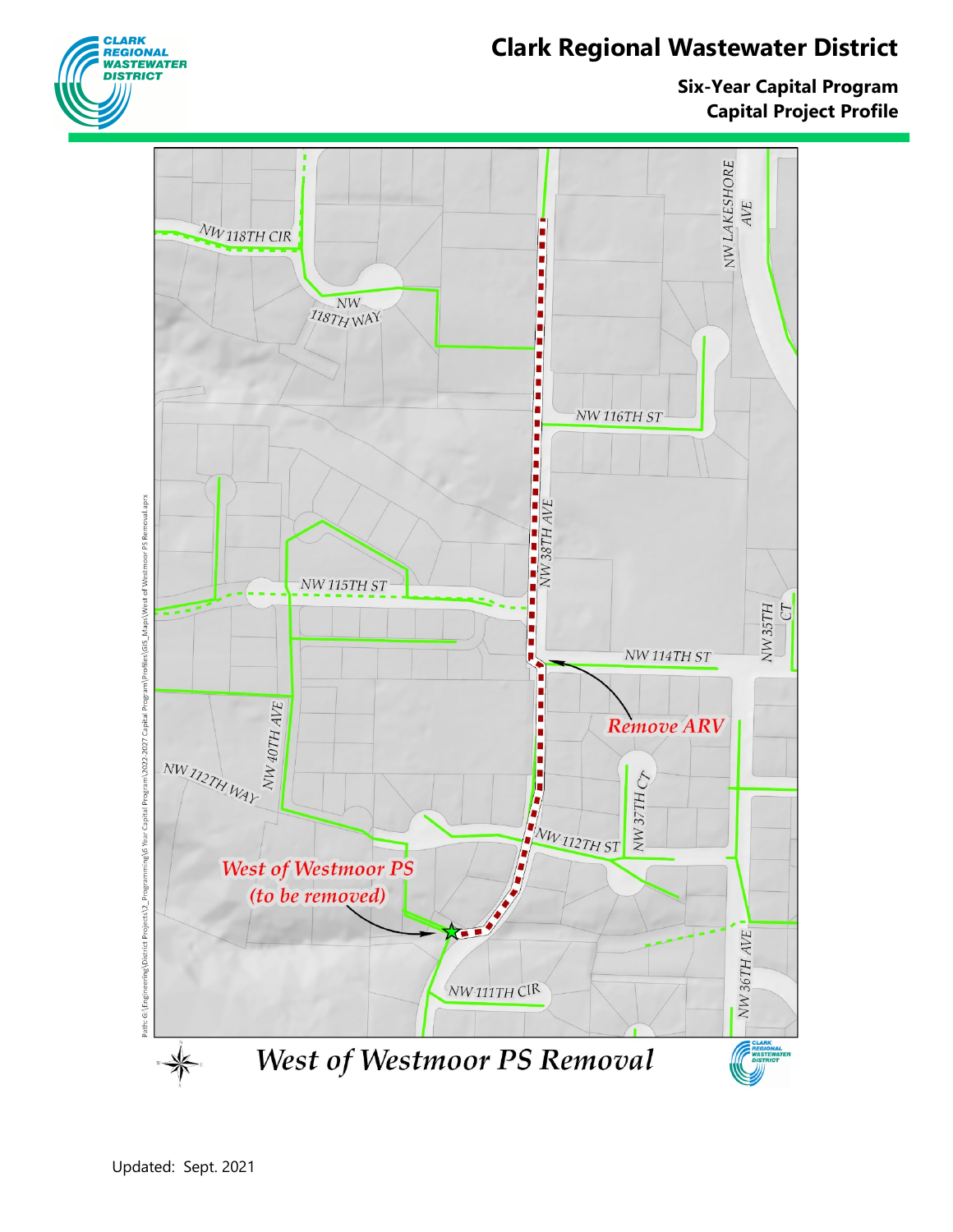# Clark Regional Wastewater District

## Six-Year Capital Program
## Capital Project Profile

NW 118TH CIR

NW 118TH WAY

NW LAKESHORE AVE

NW 116TH ST

NW 38TH AVE

NW 115TH ST

NW 114TH ST

NW 35TH CT

Remove ARV

NW 40TH AVE

NW 112TH WAY

NW 37TH CT

NW 112TH ST

West of Westmoor PS
(to be removed)

NW 111TH CIR

NW 36TH AVE

Path: G:\Engineering\District Projects\2_Programming\6 Year Capital Program\2022-2027 Capital Program\Profiles\GIS_Maps\West of Westmoor PS Removal.aprx

*West of Westmoor PS Removal*

Updated: Sept. 2021